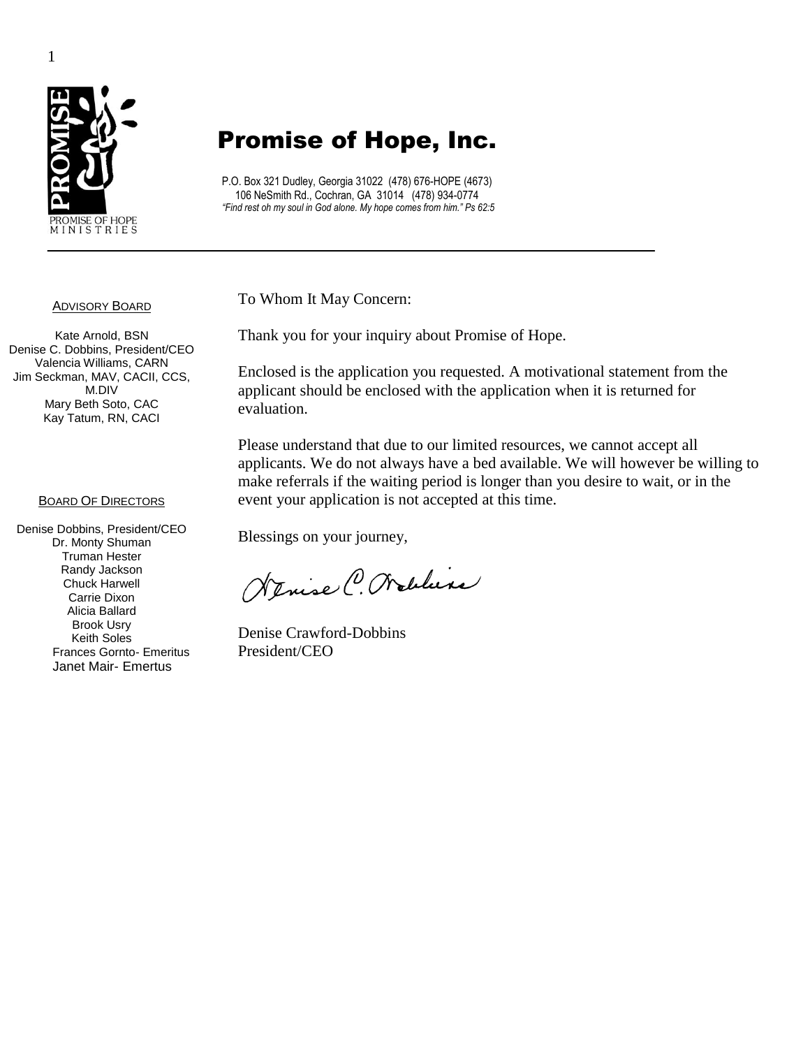PROMISE OF HOPE MINISTRIES

# Promise of Hope, Inc.

P.O. Box 321 Dudley, Georgia 31022 (478) 676-HOPE (4673)
106 NeSmith Rd., Cochran, GA 31014 (478) 934-0774
*"Find rest oh my soul in God alone. My hope comes from him." Ps 62:5*

---

**ADVISORY BOARD**

Kate Arnold, BSN
Denise C. Dobbins, President/CEO
Valencia Williams, CARN
Jim Seckman, MAV, CACII, CCS, M.DIV
Mary Beth Soto, CAC
Kay Tatum, RN, CACI

**BOARD OF DIRECTORS**

Denise Dobbins, President/CEO
Dr. Monty Shuman
Truman Hester
Randy Jackson
Chuck Harwell
Carrie Dixon
Alicia Ballard
Brook Usry
Keith Soles
Frances Gornto- Emeritus
Janet Mair- Emertus

To Whom It May Concern:

Thank you for your inquiry about Promise of Hope.

Enclosed is the application you requested. A motivational statement from the applicant should be enclosed with the application when it is returned for evaluation.

Please understand that due to our limited resources, we cannot accept all applicants. We do not always have a bed available. We will however be willing to make referrals if the waiting period is longer than you desire to wait, or in the event your application is not accepted at this time.

Blessings on your journey,

Denise C. Dobbins

Denise Crawford-Dobbins
President/CEO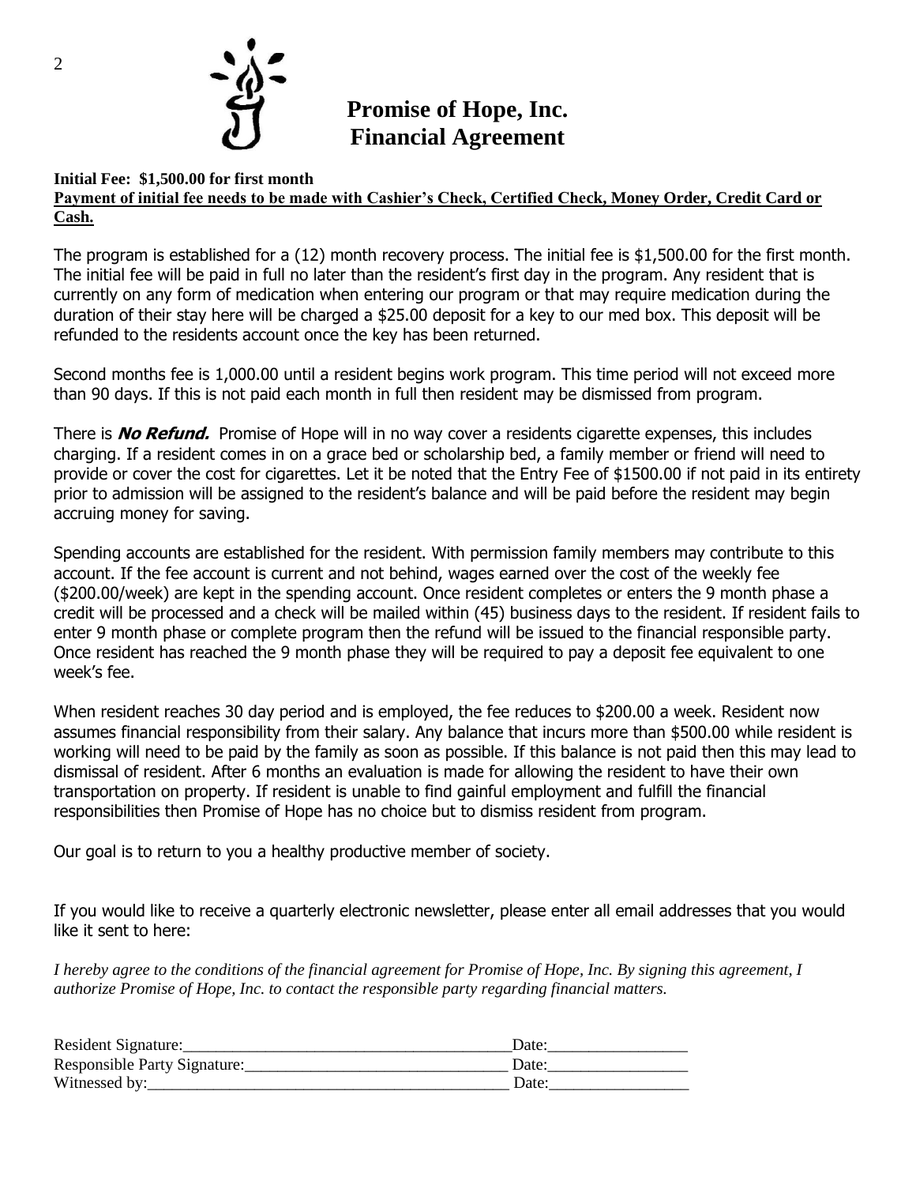# Promise of Hope, Inc.
# Financial Agreement

**Initial Fee: $1,500.00 for first month**

**Payment of initial fee needs to be made with Cashier's Check, Certified Check, Money Order, Credit Card or Cash.**

The program is established for a (12) month recovery process. The initial fee is $1,500.00 for the first month. The initial fee will be paid in full no later than the resident's first day in the program. Any resident that is currently on any form of medication when entering our program or that may require medication during the duration of their stay here will be charged a $25.00 deposit for a key to our med box. This deposit will be refunded to the residents account once the key has been returned.

Second months fee is 1,000.00 until a resident begins work program. This time period will not exceed more than 90 days. If this is not paid each month in full then resident may be dismissed from program.

There is ***No Refund.*** Promise of Hope will in no way cover a residents cigarette expenses, this includes charging. If a resident comes in on a grace bed or scholarship bed, a family member or friend will need to provide or cover the cost for cigarettes. Let it be noted that the Entry Fee of $1500.00 if not paid in its entirety prior to admission will be assigned to the resident's balance and will be paid before the resident may begin accruing money for saving.

Spending accounts are established for the resident. With permission family members may contribute to this account. If the fee account is current and not behind, wages earned over the cost of the weekly fee ($200.00/week) are kept in the spending account. Once resident completes or enters the 9 month phase a credit will be processed and a check will be mailed within (45) business days to the resident. If resident fails to enter 9 month phase or complete program then the refund will be issued to the financial responsible party. Once resident has reached the 9 month phase they will be required to pay a deposit fee equivalent to one week's fee.

When resident reaches 30 day period and is employed, the fee reduces to $200.00 a week. Resident now assumes financial responsibility from their salary. Any balance that incurs more than $500.00 while resident is working will need to be paid by the family as soon as possible. If this balance is not paid then this may lead to dismissal of resident. After 6 months an evaluation is made for allowing the resident to have their own transportation on property. If resident is unable to find gainful employment and fulfill the financial responsibilities then Promise of Hope has no choice but to dismiss resident from program.

Our goal is to return to you a healthy productive member of society.

If you would like to receive a quarterly electronic newsletter, please enter all email addresses that you would like it sent to here:

*I hereby agree to the conditions of the financial agreement for Promise of Hope, Inc. By signing this agreement, I authorize Promise of Hope, Inc. to contact the responsible party regarding financial matters.*

Resident Signature:________________________________________ Date:_________________

Responsible Party Signature:________________________________ Date:_________________

Witnessed by:_____________________________________________ Date:_________________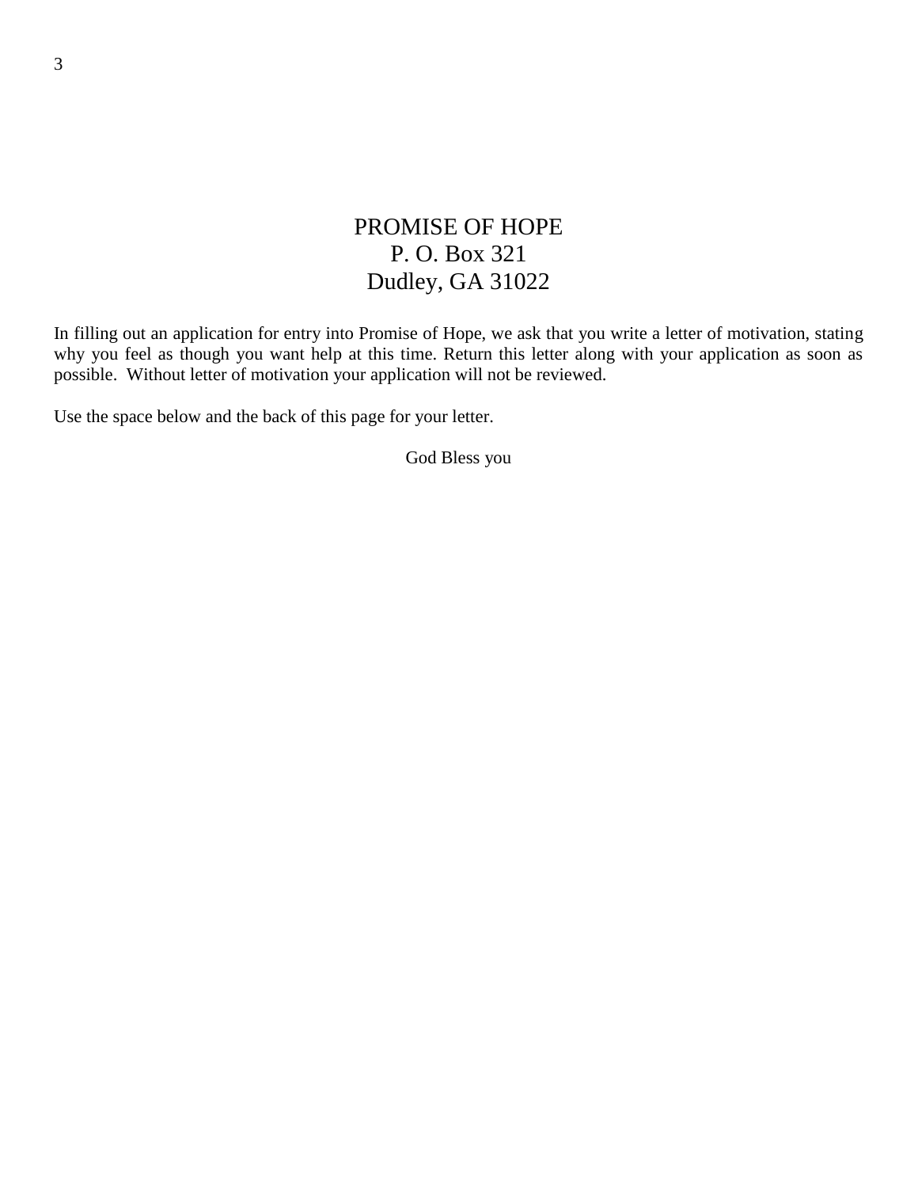# PROMISE OF HOPE

P. O. Box 321
Dudley, GA 31022

In filling out an application for entry into Promise of Hope, we ask that you write a letter of motivation, stating why you feel as though you want help at this time. Return this letter along with your application as soon as possible. Without letter of motivation your application will not be reviewed.

Use the space below and the back of this page for your letter.

God Bless you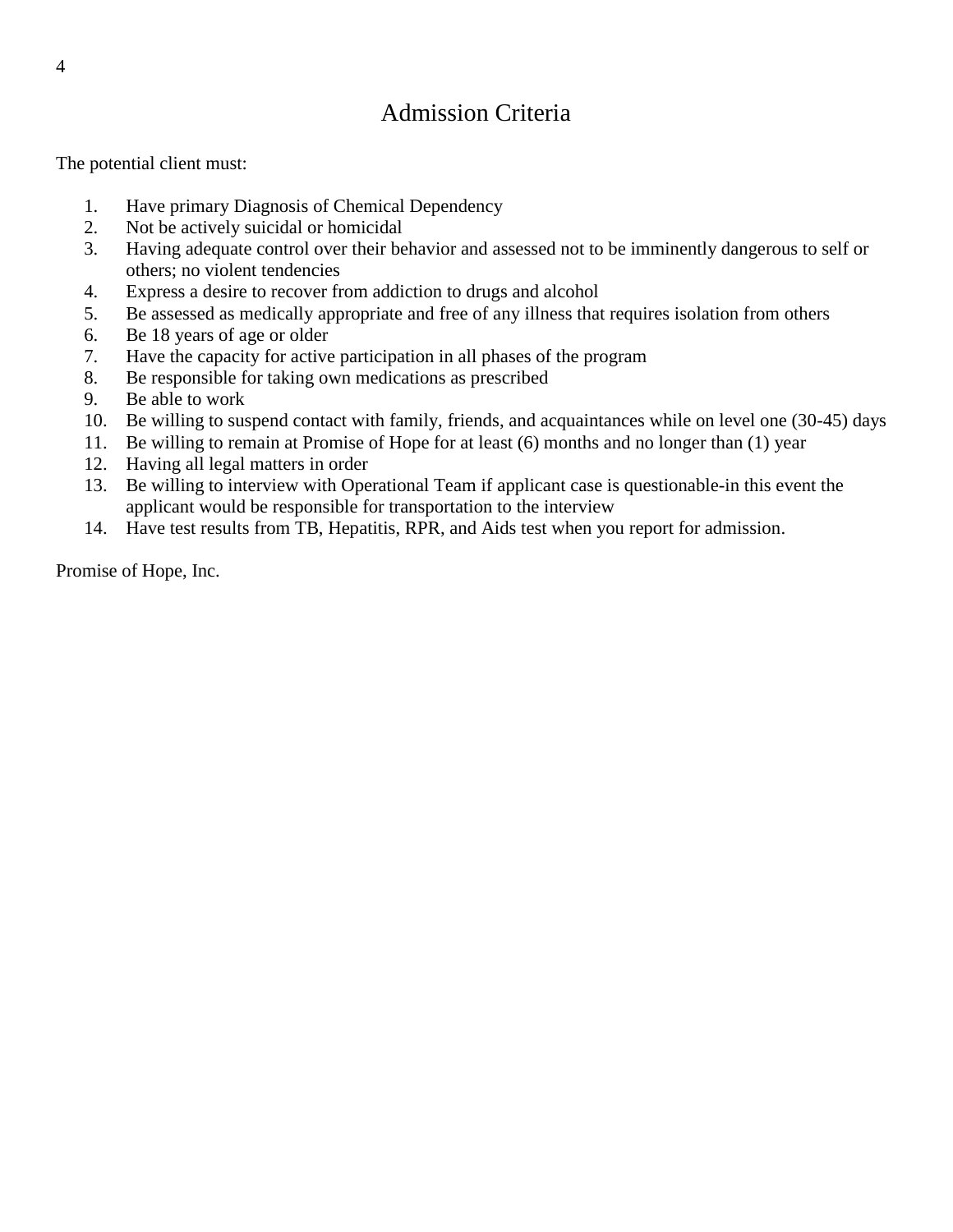# Admission Criteria

The potential client must:

1. Have primary Diagnosis of Chemical Dependency
2. Not be actively suicidal or homicidal
3. Having adequate control over their behavior and assessed not to be imminently dangerous to self or others; no violent tendencies
4. Express a desire to recover from addiction to drugs and alcohol
5. Be assessed as medically appropriate and free of any illness that requires isolation from others
6. Be 18 years of age or older
7. Have the capacity for active participation in all phases of the program
8. Be responsible for taking own medications as prescribed
9. Be able to work
10. Be willing to suspend contact with family, friends, and acquaintances while on level one (30-45) days
11. Be willing to remain at Promise of Hope for at least (6) months and no longer than (1) year
12. Having all legal matters in order
13. Be willing to interview with Operational Team if applicant case is questionable-in this event the applicant would be responsible for transportation to the interview
14. Have test results from TB, Hepatitis, RPR, and Aids test when you report for admission.

Promise of Hope, Inc.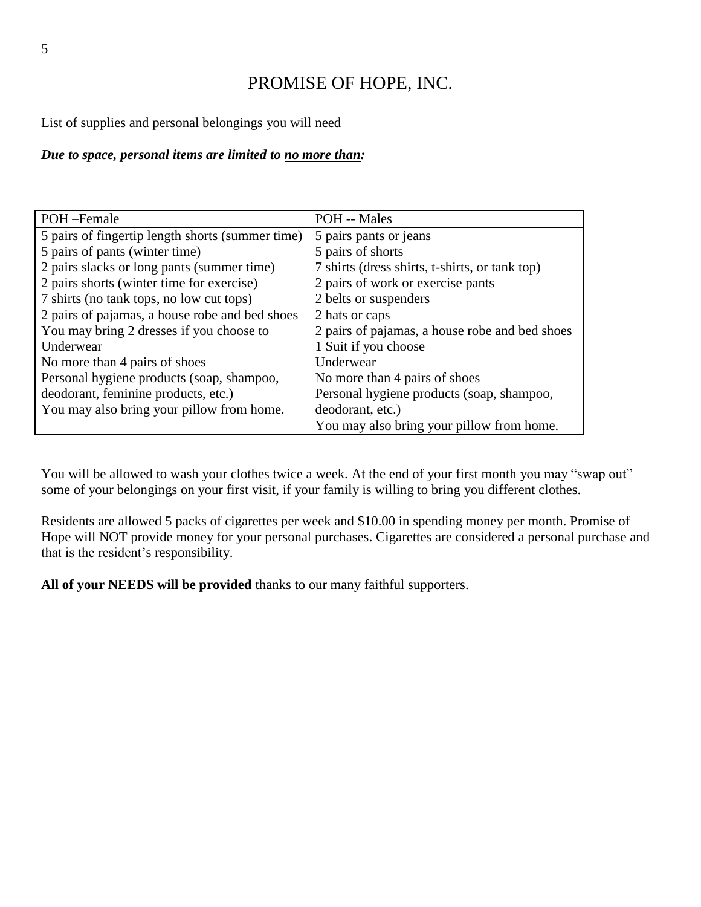# PROMISE OF HOPE, INC.

List of supplies and personal belongings you will need

***Due to space, personal items are limited to no more than:***

| POH –Female | POH -- Males |
|---|---|
| 5 pairs of fingertip length shorts (summer time) | 5 pairs pants or jeans |
| 5 pairs of pants (winter time) | 5 pairs of shorts |
| 2 pairs slacks or long pants (summer time) | 7 shirts (dress shirts, t-shirts, or tank top) |
| 2 pairs shorts (winter time for exercise) | 2 pairs of work or exercise pants |
| 7 shirts (no tank tops, no low cut tops) | 2 belts or suspenders |
| 2 pairs of pajamas, a house robe and bed shoes | 2 hats or caps |
| You may bring 2 dresses if you choose to | 2 pairs of pajamas, a house robe and bed shoes |
| Underwear | 1 Suit if you choose |
| No more than 4 pairs of shoes | Underwear |
| Personal hygiene products (soap, shampoo, deodorant, feminine products, etc.) | No more than 4 pairs of shoes |
| You may also bring your pillow from home. | Personal hygiene products (soap, shampoo, deodorant, etc.) |
| | You may also bring your pillow from home. |

You will be allowed to wash your clothes twice a week. At the end of your first month you may "swap out" some of your belongings on your first visit, if your family is willing to bring you different clothes.

Residents are allowed 5 packs of cigarettes per week and $10.00 in spending money per month. Promise of Hope will NOT provide money for your personal purchases. Cigarettes are considered a personal purchase and that is the resident's responsibility.

**All of your NEEDS will be provided** thanks to our many faithful supporters.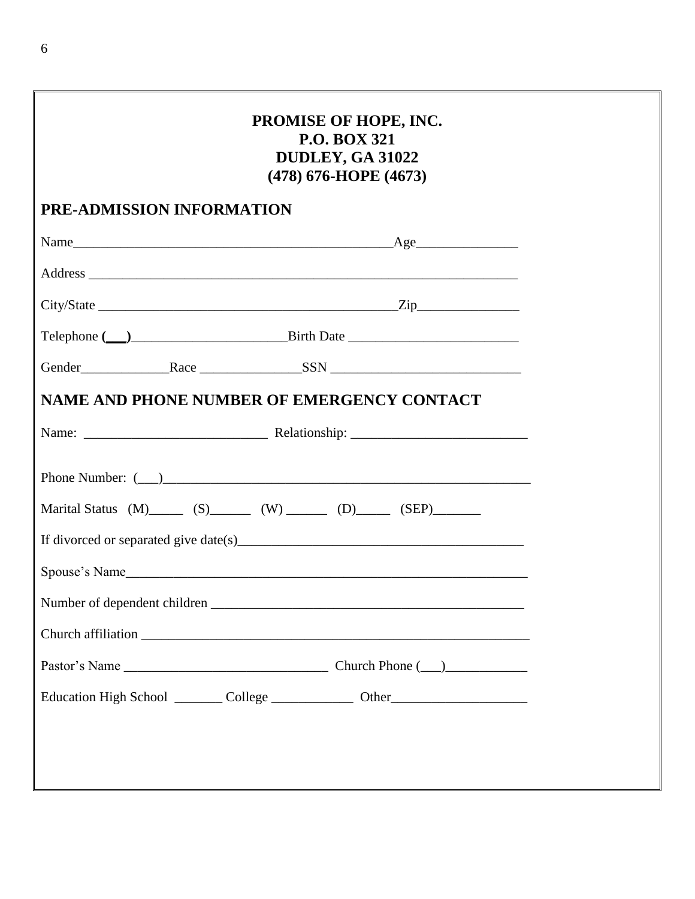**PROMISE OF HOPE, INC.**
**P.O. BOX 321**
**DUDLEY, GA 31022**
**(478) 676-HOPE (4673)**

## PRE-ADMISSION INFORMATION

Name_______________________________________________Age_______________

Address _________________________________________________________________

City/State ____________________________________________Zip_______________

Telephone (___)_______________________Birth Date _________________________

Gender_____________Race _______________SSN ____________________________

## NAME AND PHONE NUMBER OF EMERGENCY CONTACT

Name: ___________________________ Relationship: __________________________

Phone Number: (___)________________________________________________________

Marital Status (M)_____ (S)______ (W) ______ (D)_____ (SEP)_______

If divorced or separated give date(s)__________________________________________

Spouse's Name______________________________________________________________

Number of dependent children _______________________________________________

Church affiliation __________________________________________________________

Pastor's Name ______________________________ Church Phone (___)____________

Education High School _______ College ____________ Other____________________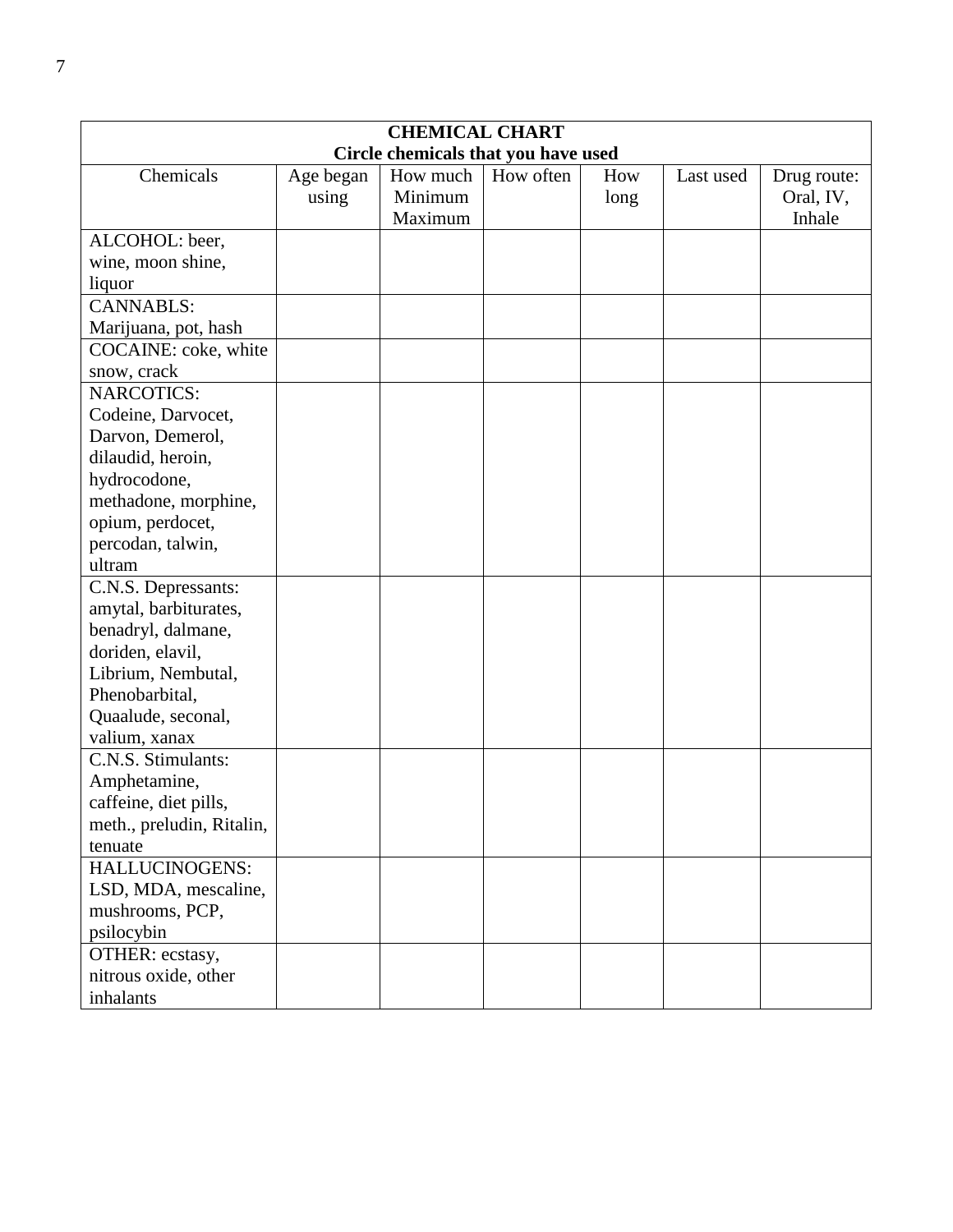| **CHEMICAL CHART**<br>**Circle chemicals that you have used** | | | | | | |
|---|---|---|---|---|---|---|
| Chemicals | Age began using | How much Minimum Maximum | How often | How long | Last used | Drug route: Oral, IV, Inhale |
| ALCOHOL: beer, wine, moon shine, liquor | | | | | | |
| CANNABLS: Marijuana, pot, hash | | | | | | |
| COCAINE: coke, white snow, crack | | | | | | |
| NARCOTICS: Codeine, Darvocet, Darvon, Demerol, dilaudid, heroin, hydrocodone, methadone, morphine, opium, perdocet, percodan, talwin, ultram | | | | | | |
| C.N.S. Depressants: amytal, barbiturates, benadryl, dalmane, doriden, elavil, Librium, Nembutal, Phenobarbital, Quaalude, seconal, valium, xanax | | | | | | |
| C.N.S. Stimulants: Amphetamine, caffeine, diet pills, meth., preludin, Ritalin, tenuate | | | | | | |
| HALLUCINOGENS: LSD, MDA, mescaline, mushrooms, PCP, psilocybin | | | | | | |
| OTHER: ecstasy, nitrous oxide, other inhalants | | | | | | |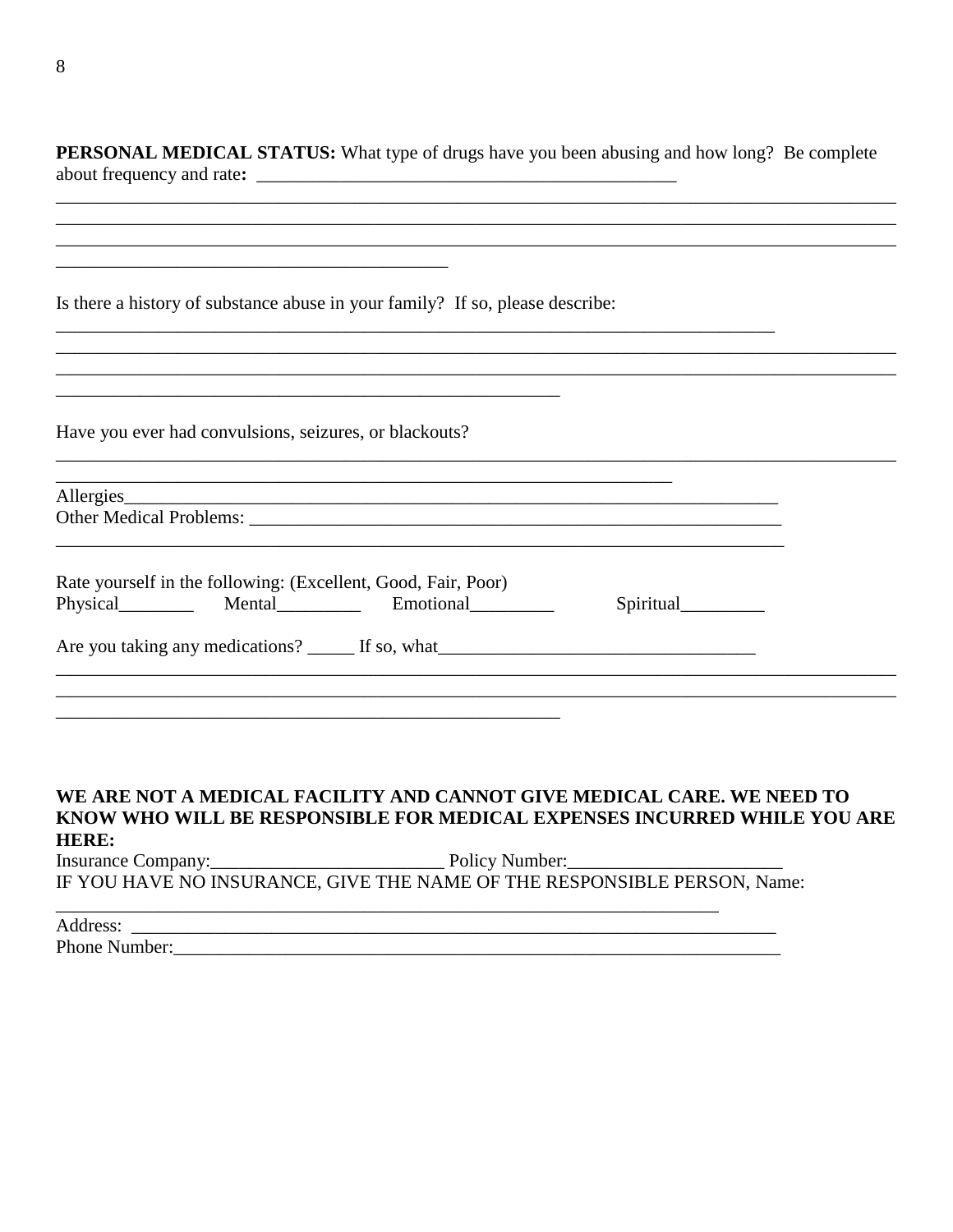**PERSONAL MEDICAL STATUS:** What type of drugs have you been abusing and how long? Be complete about frequency and rate**:** ______________________________________________

__________________________________________________________________________________
__________________________________________________________________________________
__________________________________________________________________________________
__________________________________________

Is there a history of substance abuse in your family? If so, please describe:
______________________________________________________________________________
__________________________________________________________________________________
__________________________________________________________________________________
_______________________________________________________

Have you ever had convulsions, seizures, or blackouts?
__________________________________________________________________________________
___________________________________________________________________

Allergies______________________________________________________________________

Other Medical Problems: ________________________________________________________
______________________________________________________________________________

Rate yourself in the following: (Excellent, Good, Fair, Poor)

Physical________ Mental_________ Emotional_________ Spiritual_________

Are you taking any medications? _____ If so, what__________________________________
__________________________________________________________________________________
__________________________________________________________________________________
_______________________________________________________

**WE ARE NOT A MEDICAL FACILITY AND CANNOT GIVE MEDICAL CARE. WE NEED TO KNOW WHO WILL BE RESPONSIBLE FOR MEDICAL EXPENSES INCURRED WHILE YOU ARE HERE:**

Insurance Company:_________________________ Policy Number:_______________________

IF YOU HAVE NO INSURANCE, GIVE THE NAME OF THE RESPONSIBLE PERSON, Name:
________________________________________________________________________

Address: ______________________________________________________________________

Phone Number:__________________________________________________________________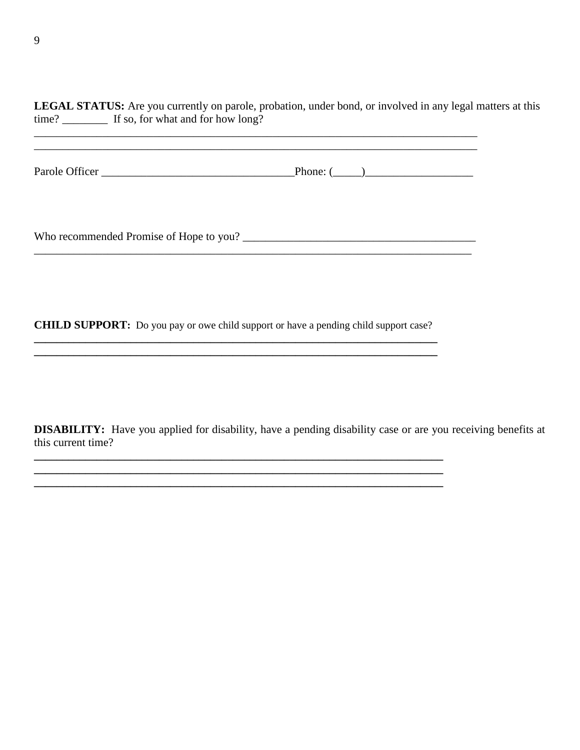**LEGAL STATUS:** Are you currently on parole, probation, under bond, or involved in any legal matters at this time? ________ If so, for what and for how long?

________________________________________________________________________________

________________________________________________________________________________

Parole Officer ___________________________________Phone: (_____)__________________

Who recommended Promise of Hope to you? ________________________________________

________________________________________________________________________________

**CHILD SUPPORT:** Do you pay or owe child support or have a pending child support case?

________________________________________________________________________________

________________________________________________________________________________

**DISABILITY:** Have you applied for disability, have a pending disability case or are you receiving benefits at this current time?

________________________________________________________________________________

________________________________________________________________________________

________________________________________________________________________________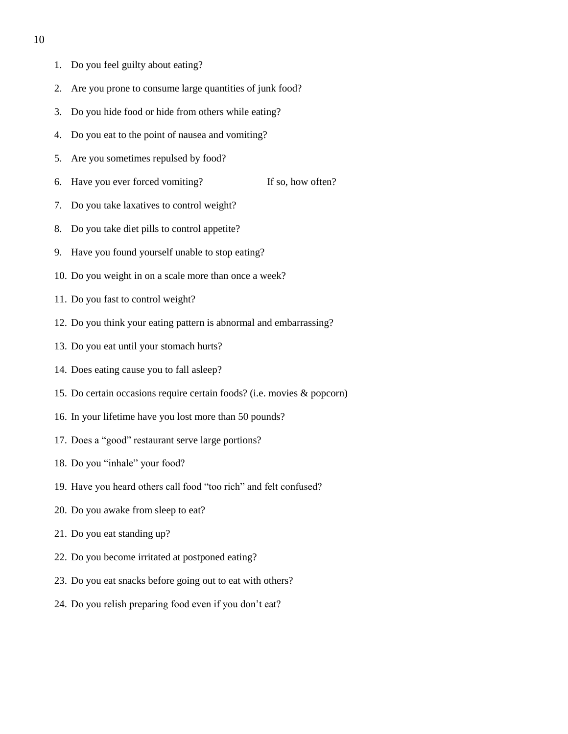1. Do you feel guilty about eating?
2. Are you prone to consume large quantities of junk food?
3. Do you hide food or hide from others while eating?
4. Do you eat to the point of nausea and vomiting?
5. Are you sometimes repulsed by food?
6. Have you ever forced vomiting? If so, how often?
7. Do you take laxatives to control weight?
8. Do you take diet pills to control appetite?
9. Have you found yourself unable to stop eating?
10. Do you weight in on a scale more than once a week?
11. Do you fast to control weight?
12. Do you think your eating pattern is abnormal and embarrassing?
13. Do you eat until your stomach hurts?
14. Does eating cause you to fall asleep?
15. Do certain occasions require certain foods? (i.e. movies & popcorn)
16. In your lifetime have you lost more than 50 pounds?
17. Does a "good" restaurant serve large portions?
18. Do you "inhale" your food?
19. Have you heard others call food "too rich" and felt confused?
20. Do you awake from sleep to eat?
21. Do you eat standing up?
22. Do you become irritated at postponed eating?
23. Do you eat snacks before going out to eat with others?
24. Do you relish preparing food even if you don't eat?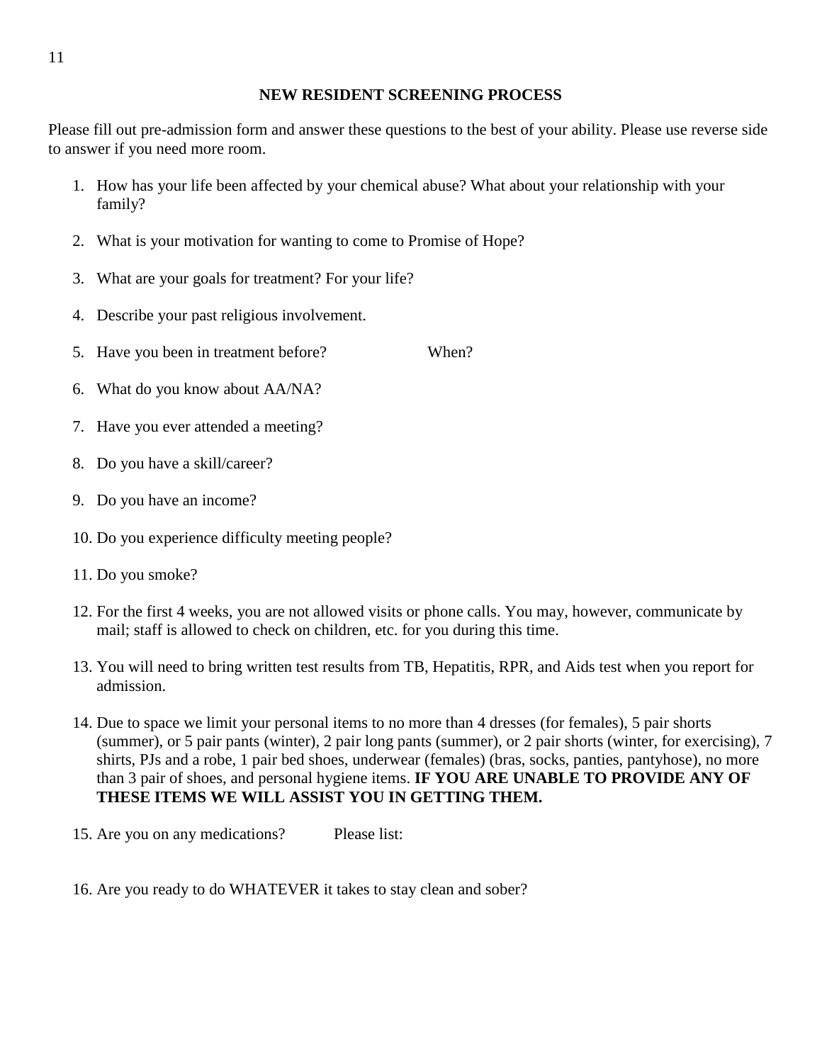# NEW RESIDENT SCREENING PROCESS

Please fill out pre-admission form and answer these questions to the best of your ability. Please use reverse side to answer if you need more room.

1. How has your life been affected by your chemical abuse? What about your relationship with your family?
2. What is your motivation for wanting to come to Promise of Hope?
3. What are your goals for treatment? For your life?
4. Describe your past religious involvement.
5. Have you been in treatment before? When?
6. What do you know about AA/NA?
7. Have you ever attended a meeting?
8. Do you have a skill/career?
9. Do you have an income?
10. Do you experience difficulty meeting people?
11. Do you smoke?
12. For the first 4 weeks, you are not allowed visits or phone calls. You may, however, communicate by mail; staff is allowed to check on children, etc. for you during this time.
13. You will need to bring written test results from TB, Hepatitis, RPR, and Aids test when you report for admission.
14. Due to space we limit your personal items to no more than 4 dresses (for females), 5 pair shorts (summer), or 5 pair pants (winter), 2 pair long pants (summer), or 2 pair shorts (winter, for exercising), 7 shirts, PJs and a robe, 1 pair bed shoes, underwear (females) (bras, socks, panties, pantyhose), no more than 3 pair of shoes, and personal hygiene items. **IF YOU ARE UNABLE TO PROVIDE ANY OF THESE ITEMS WE WILL ASSIST YOU IN GETTING THEM.**
15. Are you on any medications? Please list:
16. Are you ready to do WHATEVER it takes to stay clean and sober?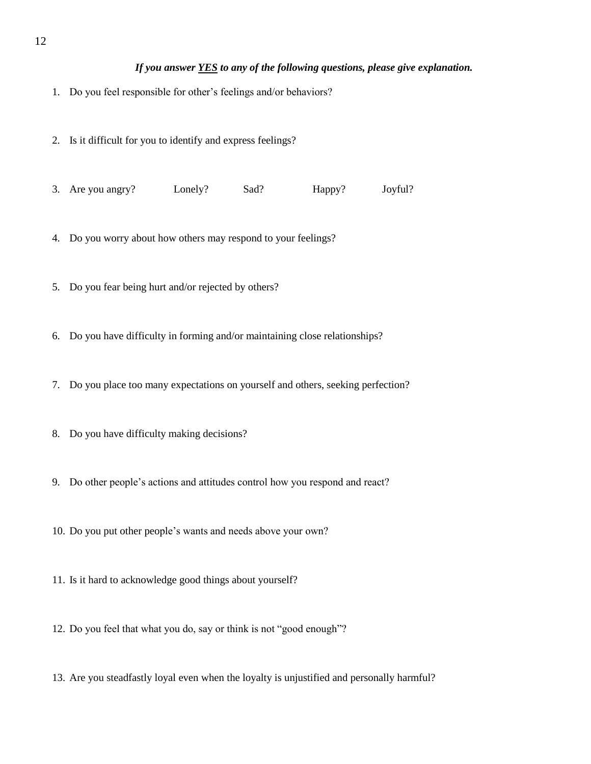***If you answer <u>YES</u> to any of the following questions, please give explanation.***

1. Do you feel responsible for other's feelings and/or behaviors?

2. Is it difficult for you to identify and express feelings?

3. Are you angry? Lonely? Sad? Happy? Joyful?

4. Do you worry about how others may respond to your feelings?

5. Do you fear being hurt and/or rejected by others?

6. Do you have difficulty in forming and/or maintaining close relationships?

7. Do you place too many expectations on yourself and others, seeking perfection?

8. Do you have difficulty making decisions?

9. Do other people's actions and attitudes control how you respond and react?

10. Do you put other people's wants and needs above your own?

11. Is it hard to acknowledge good things about yourself?

12. Do you feel that what you do, say or think is not "good enough"?

13. Are you steadfastly loyal even when the loyalty is unjustified and personally harmful?